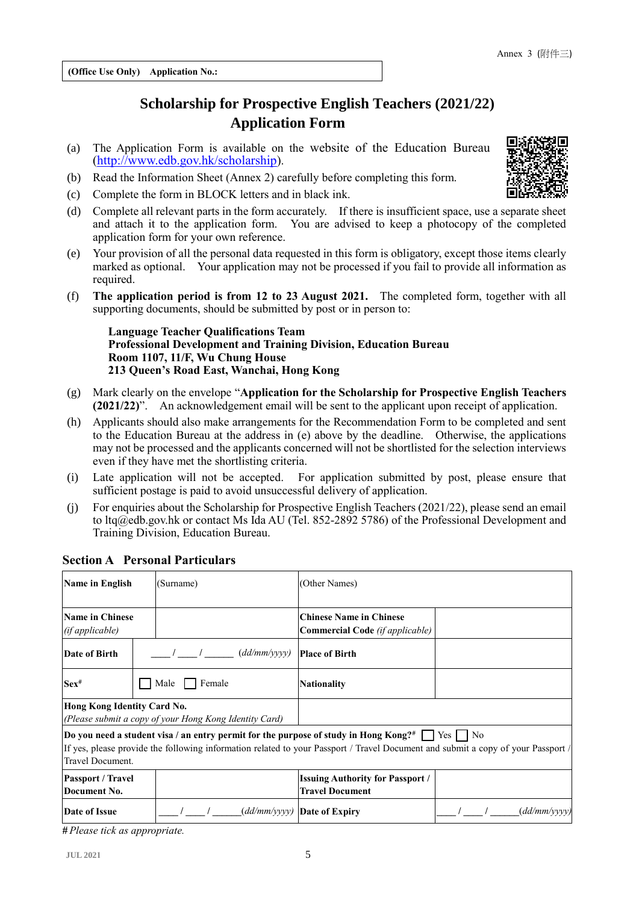Annex 3 (附件三)

| (Office Use Only) Application No.: |
|---|

# Scholarship for Prospective English Teachers (2021/22)
# Application Form

(a) The Application Form is available on the website of the Education Bureau (http://www.edb.gov.hk/scholarship).

(b) Read the Information Sheet (Annex 2) carefully before completing this form.

(c) Complete the form in BLOCK letters and in black ink.

(d) Complete all relevant parts in the form accurately. If there is insufficient space, use a separate sheet and attach it to the application form. You are advised to keep a photocopy of the completed application form for your own reference.

(e) Your provision of all the personal data requested in this form is obligatory, except those items clearly marked as optional. Your application may not be processed if you fail to provide all information as required.

(f) **The application period is from 12 to 23 August 2021.** The completed form, together with all supporting documents, should be submitted by post or in person to:

**Language Teacher Qualifications Team**
**Professional Development and Training Division, Education Bureau**
**Room 1107, 11/F, Wu Chung House**
**213 Queen's Road East, Wanchai, Hong Kong**

(g) Mark clearly on the envelope "**Application for the Scholarship for Prospective English Teachers (2021/22)**". An acknowledgement email will be sent to the applicant upon receipt of application.

(h) Applicants should also make arrangements for the Recommendation Form to be completed and sent to the Education Bureau at the address in (e) above by the deadline. Otherwise, the applications may not be processed and the applicants concerned will not be shortlisted for the selection interviews even if they have met the shortlisting criteria.

(i) Late application will not be accepted. For application submitted by post, please ensure that sufficient postage is paid to avoid unsuccessful delivery of application.

(j) For enquiries about the Scholarship for Prospective English Teachers (2021/22), please send an email to ltq@edb.gov.hk or contact Ms Ida AU (Tel. 852-2892 5786) of the Professional Development and Training Division, Education Bureau.

## Section A Personal Particulars

| | | | |
|---|---|---|---|
| **Name in English** | (Surname) | (Other Names) | |
| **Name in Chinese** *(if applicable)* | | **Chinese Name in Chinese Commercial Code** *(if applicable)* | |
| **Date of Birth** | ____ / ____ / ______ *(dd/mm/yyyy)* | **Place of Birth** | |
| **Sex#** | ☐ Male ☐ Female | **Nationality** | |
| **Hong Kong Identity Card No.** *(Please submit a copy of your Hong Kong Identity Card)* | | | |
| **Do you need a student visa / an entry permit for the purpose of study in Hong Kong?#** ☐ Yes ☐ No<br>If yes, please provide the following information related to your Passport / Travel Document and submit a copy of your Passport / Travel Document. | | | |
| **Passport / Travel Document No.** | | **Issuing Authority for Passport / Travel Document** | |
| **Date of Issue** | ____ / ____ / ______ *(dd/mm/yyyy)* | **Date of Expiry** | ____ / ____ / ______ *(dd/mm/yyyy)* |

*# Please tick as appropriate.*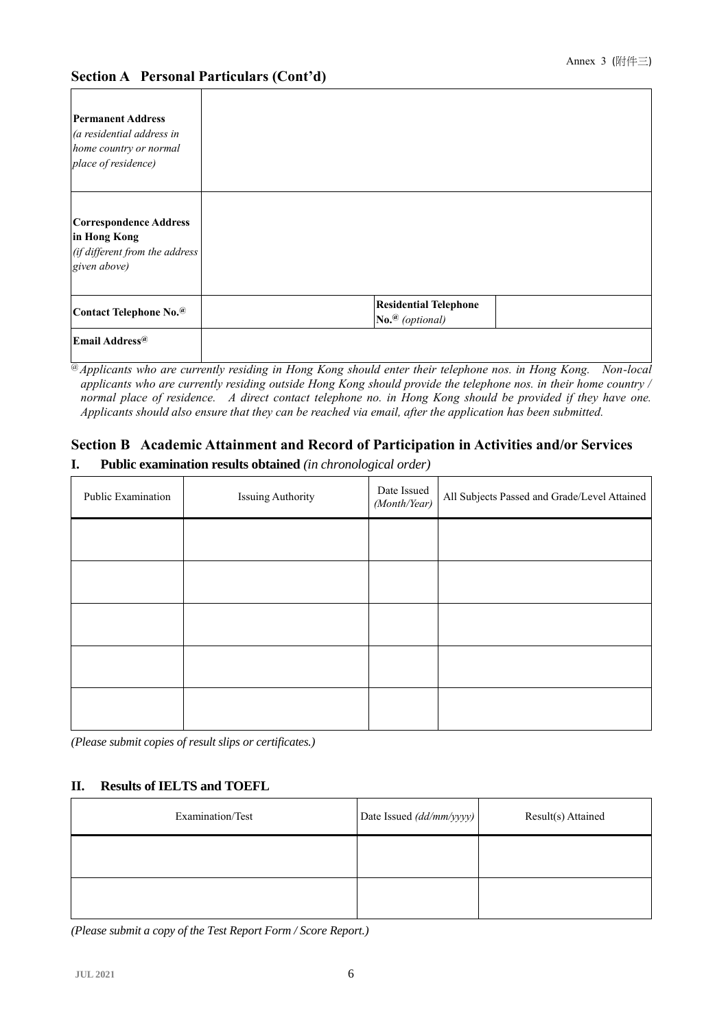Annex 3 (附件三)

## Section A Personal Particulars (Cont'd)

| | | | |
|---|---|---|---|
| **Permanent Address** *(a residential address in home country or normal place of residence)* | | | |
| **Correspondence Address in Hong Kong** *(if different from the address given above)* | | | |
| **Contact Telephone No.@** | | **Residential Telephone No.@** *(optional)* | |
| **Email Address@** | | | |

@ *Applicants who are currently residing in Hong Kong should enter their telephone nos. in Hong Kong. Non-local applicants who are currently residing outside Hong Kong should provide the telephone nos. in their home country / normal place of residence. A direct contact telephone no. in Hong Kong should be provided if they have one. Applicants should also ensure that they can be reached via email, after the application has been submitted.*

## Section B Academic Attainment and Record of Participation in Activities and/or Services

### I. Public examination results obtained *(in chronological order)*

| Public Examination | Issuing Authority | Date Issued *(Month/Year)* | All Subjects Passed and Grade/Level Attained |
|---|---|---|---|
| | | | |
| | | | |
| | | | |
| | | | |
| | | | |

*(Please submit copies of result slips or certificates.)*

### II. Results of IELTS and TOEFL

| Examination/Test | Date Issued *(dd/mm/yyyy)* | Result(s) Attained |
|---|---|---|
| | | |
| | | |

*(Please submit a copy of the Test Report Form / Score Report.)*

JUL 2021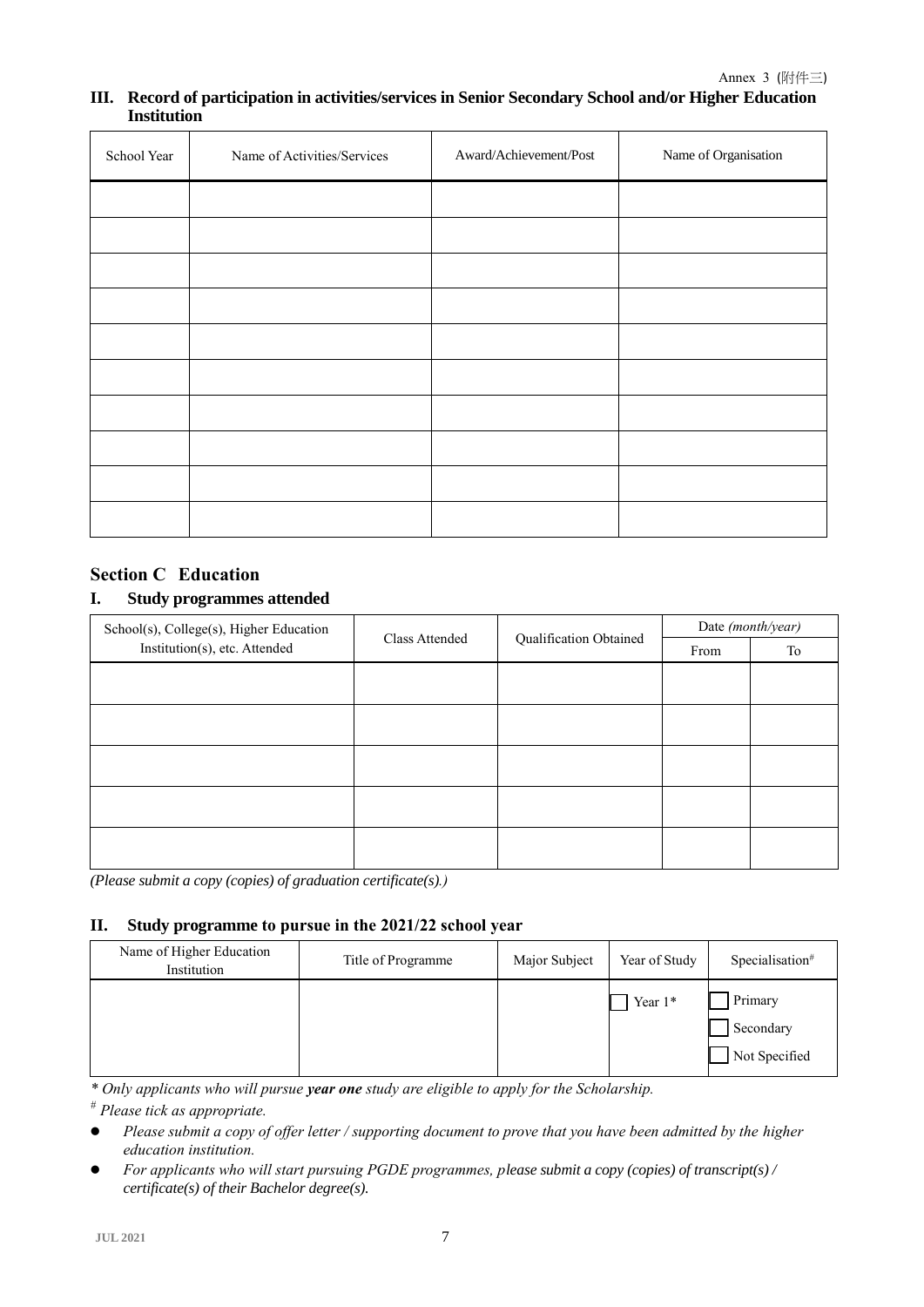Annex 3 (附件三)

### III. Record of participation in activities/services in Senior Secondary School and/or Higher Education Institution

| School Year | Name of Activities/Services | Award/Achievement/Post | Name of Organisation |
|---|---|---|---|
| | | | |
| | | | |
| | | | |
| | | | |
| | | | |
| | | | |
| | | | |
| | | | |
| | | | |
| | | | |

## Section C Education

### I. Study programmes attended

| School(s), College(s), Higher Education Institution(s), etc. Attended | Class Attended | Qualification Obtained | Date *(month/year)* | |
|---|---|---|---|---|
| | | | From | To |
| | | | | |
| | | | | |
| | | | | |
| | | | | |
| | | | | |

*(Please submit a copy (copies) of graduation certificate(s).)*

### II. Study programme to pursue in the 2021/22 school year

| Name of Higher Education Institution | Title of Programme | Major Subject | Year of Study | Specialisation[#] |
|---|---|---|---|---|
| | | | ☐ Year 1* | ☐ Primary<br>☐ Secondary<br>☐ Not Specified |

*\* Only applicants who will pursue **year one** study are eligible to apply for the Scholarship.*

*[#] Please tick as appropriate.*

- *Please submit a copy of offer letter / supporting document to prove that you have been admitted by the higher education institution.*
- *For applicants who will start pursuing PGDE programmes, please submit a copy (copies) of transcript(s) / certificate(s) of their Bachelor degree(s).*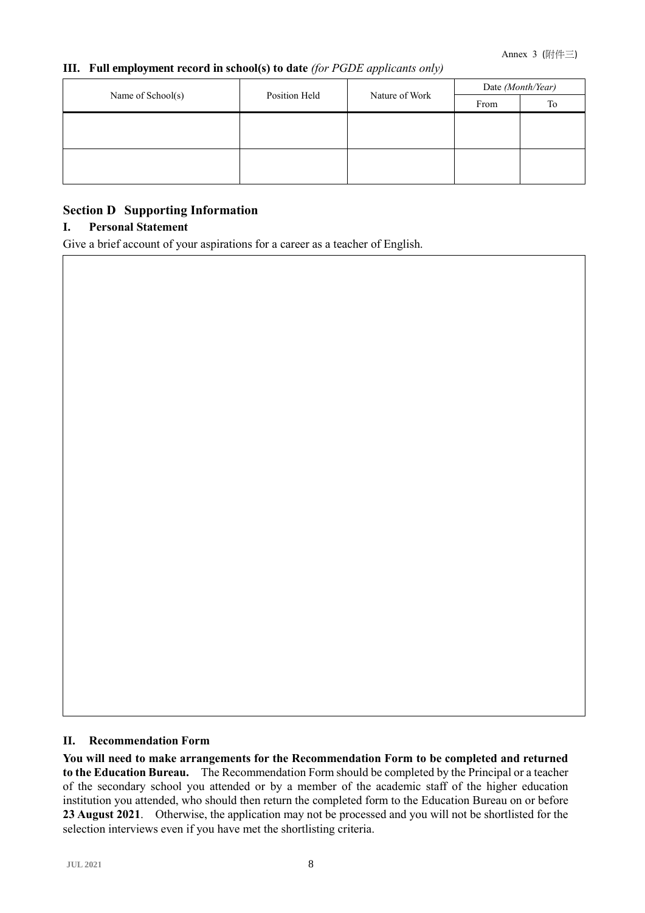### III. Full employment record in school(s) to date *(for PGDE applicants only)*

| Name of School(s) | Position Held | Nature of Work | Date *(Month/Year)* | |
|---|---|---|---|---|
| | | | From | To |
| | | | | |
| | | | | |

## Section D Supporting Information

### I. Personal Statement

Give a brief account of your aspirations for a career as a teacher of English.

### II. Recommendation Form

**You will need to make arrangements for the Recommendation Form to be completed and returned to the Education Bureau.** The Recommendation Form should be completed by the Principal or a teacher of the secondary school you attended or by a member of the academic staff of the higher education institution you attended, who should then return the completed form to the Education Bureau on or before **23 August 2021**. Otherwise, the application may not be processed and you will not be shortlisted for the selection interviews even if you have met the shortlisting criteria.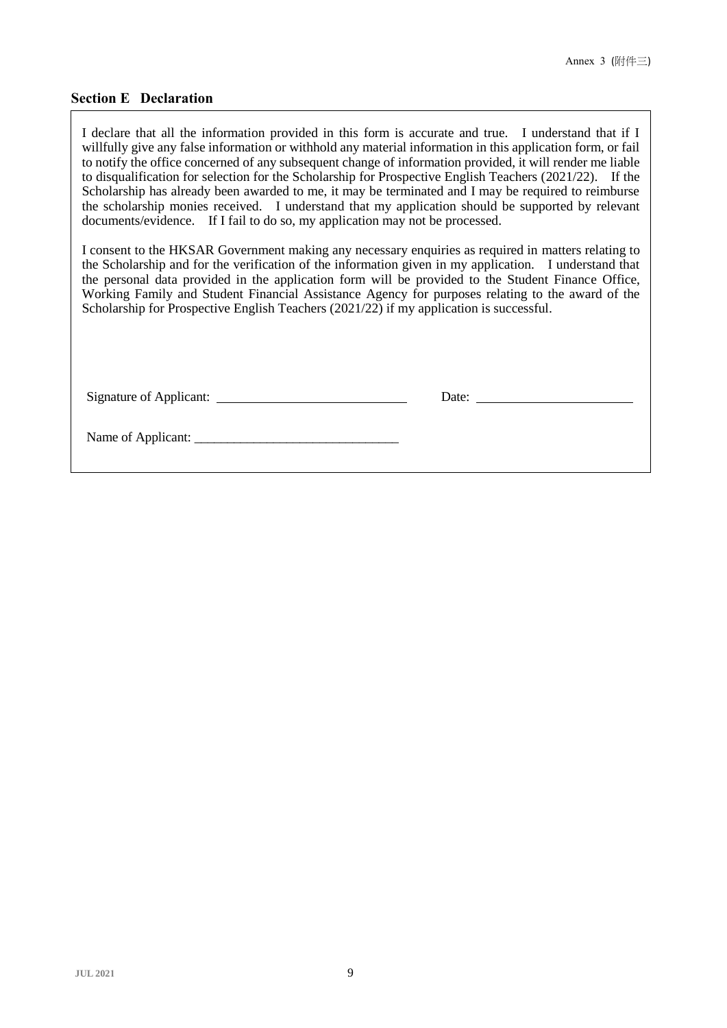## Section E Declaration

I declare that all the information provided in this form is accurate and true. I understand that if I willfully give any false information or withhold any material information in this application form, or fail to notify the office concerned of any subsequent change of information provided, it will render me liable to disqualification for selection for the Scholarship for Prospective English Teachers (2021/22). If the Scholarship has already been awarded to me, it may be terminated and I may be required to reimburse the scholarship monies received. I understand that my application should be supported by relevant documents/evidence. If I fail to do so, my application may not be processed.

I consent to the HKSAR Government making any necessary enquiries as required in matters relating to the Scholarship and for the verification of the information given in my application. I understand that the personal data provided in the application form will be provided to the Student Finance Office, Working Family and Student Financial Assistance Agency for purposes relating to the award of the Scholarship for Prospective English Teachers (2021/22) if my application is successful.

Signature of Applicant: \_\_\_\_\_\_\_\_\_\_\_\_\_\_\_\_\_\_\_\_\_\_\_\_\_\_\_\_ Date: \_\_\_\_\_\_\_\_\_\_\_\_\_\_\_\_\_\_\_\_\_\_\_\_\_

Name of Applicant: \_\_\_\_\_\_\_\_\_\_\_\_\_\_\_\_\_\_\_\_\_\_\_\_\_\_\_\_\_\_\_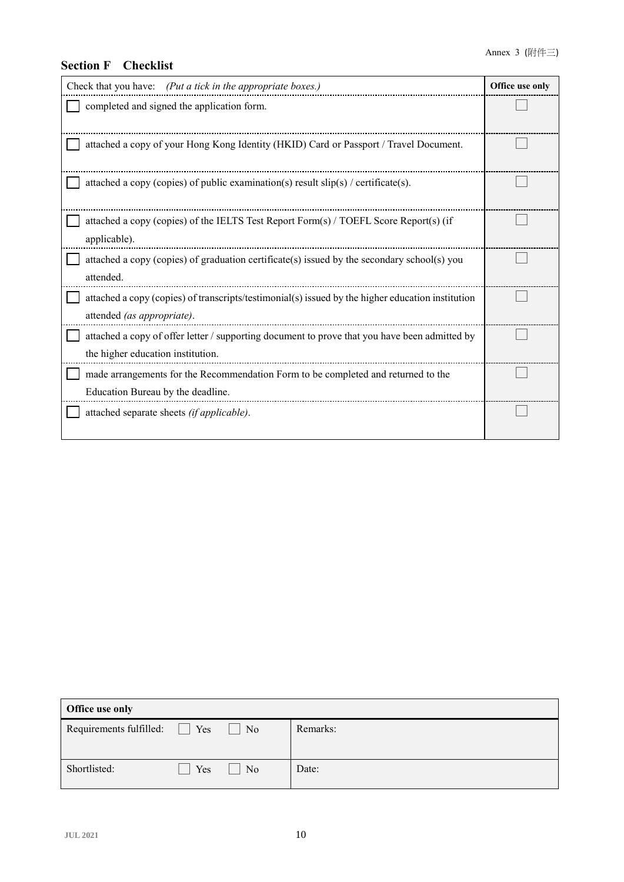Annex 3 (附件三)

## Section F Checklist

| Check that you have: *(Put a tick in the appropriate boxes.)* | Office use only |
|---|---|
| ☐ completed and signed the application form. | ☐ |
| ☐ attached a copy of your Hong Kong Identity (HKID) Card or Passport / Travel Document. | ☐ |
| ☐ attached a copy (copies) of public examination(s) result slip(s) / certificate(s). | ☐ |
| ☐ attached a copy (copies) of the IELTS Test Report Form(s) / TOEFL Score Report(s) (if applicable). | ☐ |
| ☐ attached a copy (copies) of graduation certificate(s) issued by the secondary school(s) you attended. | ☐ |
| ☐ attached a copy (copies) of transcripts/testimonial(s) issued by the higher education institution attended *(as appropriate)*. | ☐ |
| ☐ attached a copy of offer letter / supporting document to prove that you have been admitted by the higher education institution. | ☐ |
| ☐ made arrangements for the Recommendation Form to be completed and returned to the Education Bureau by the deadline. | ☐ |
| ☐ attached separate sheets *(if applicable)*. | ☐ |

| **Office use only** | | |
|---|---|---|
| Requirements fulfilled: | ☐ Yes ☐ No | Remarks: |
| Shortlisted: | ☐ Yes ☐ No | Date: |

JUL 2021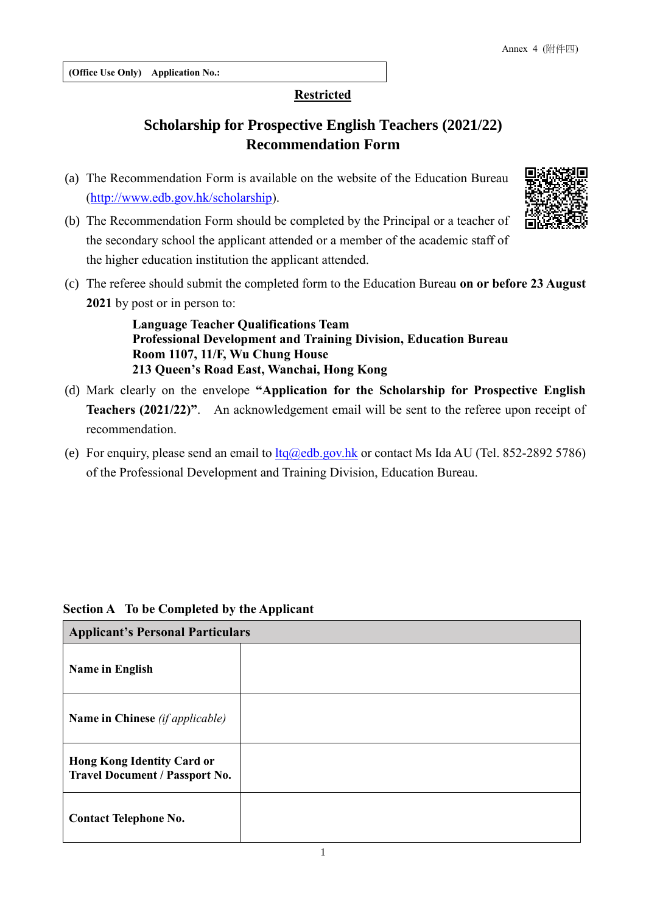Annex 4 (附件四)

| (Office Use Only) Application No.: |
|---|

**Restricted**

# Scholarship for Prospective English Teachers (2021/22) Recommendation Form

(a) The Recommendation Form is available on the website of the Education Bureau (http://www.edb.gov.hk/scholarship).

(b) The Recommendation Form should be completed by the Principal or a teacher of the secondary school the applicant attended or a member of the academic staff of the higher education institution the applicant attended.

(c) The referee should submit the completed form to the Education Bureau **on or before 23 August 2021** by post or in person to:

> **Language Teacher Qualifications Team**
> **Professional Development and Training Division, Education Bureau**
> **Room 1107, 11/F, Wu Chung House**
> **213 Queen's Road East, Wanchai, Hong Kong**

(d) Mark clearly on the envelope **"Application for the Scholarship for Prospective English Teachers (2021/22)"**. An acknowledgement email will be sent to the referee upon receipt of recommendation.

(e) For enquiry, please send an email to ltq@edb.gov.hk or contact Ms Ida AU (Tel. 852-2892 5786) of the Professional Development and Training Division, Education Bureau.

## Section A To be Completed by the Applicant

| **Applicant's Personal Particulars** | |
|---|---|
| **Name in English** | |
| **Name in Chinese** *(if applicable)* | |
| **Hong Kong Identity Card or Travel Document / Passport No.** | |
| **Contact Telephone No.** | |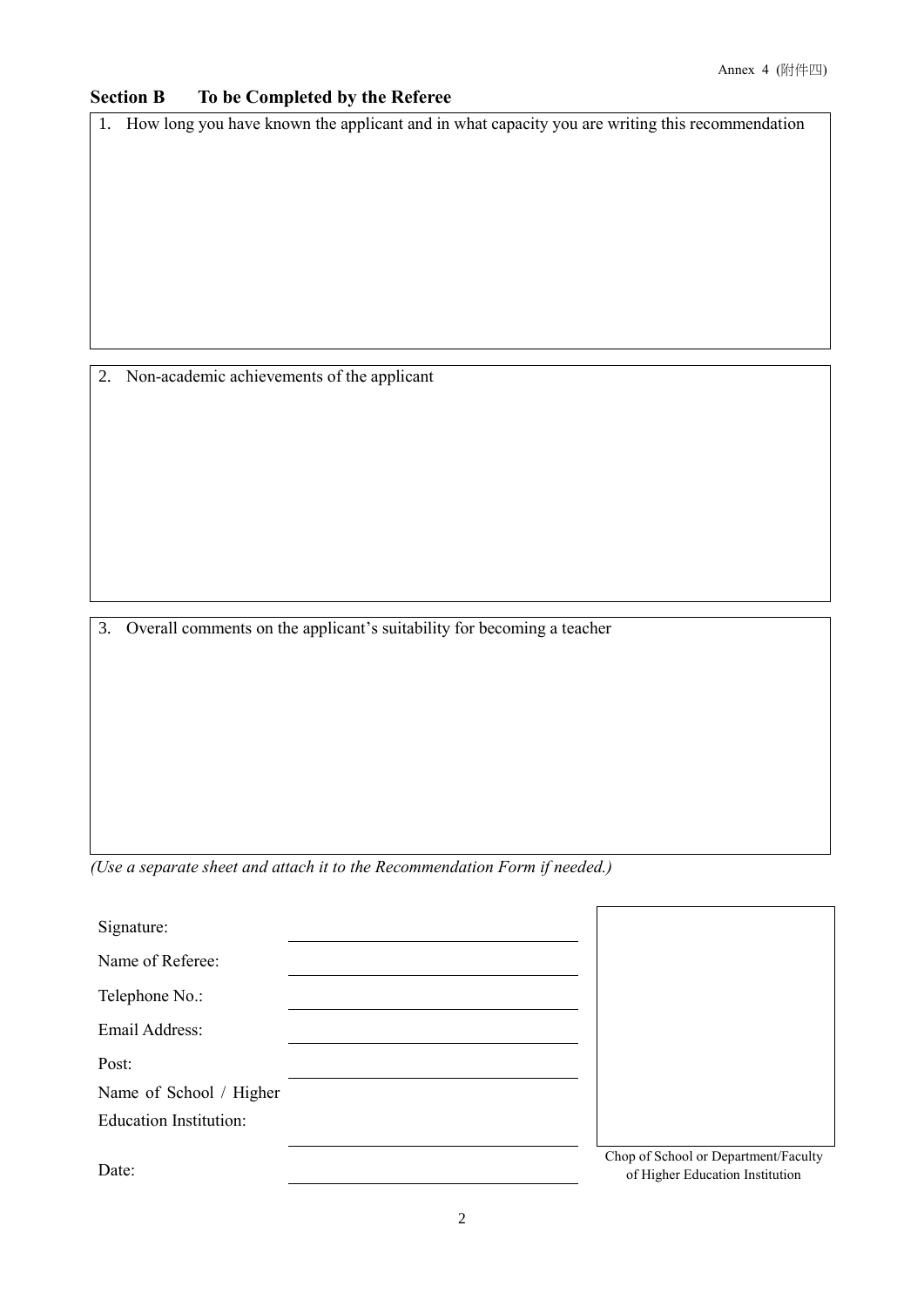Annex 4 (附件四)

## Section B To be Completed by the Referee

1. How long you have known the applicant and in what capacity you are writing this recommendation

2. Non-academic achievements of the applicant

3. Overall comments on the applicant's suitability for becoming a teacher

*(Use a separate sheet and attach it to the Recommendation Form if needed.)*

Signature: \_\_\_\_\_\_\_\_\_\_\_\_\_\_\_\_\_\_\_\_

Name of Referee: \_\_\_\_\_\_\_\_\_\_\_\_\_\_\_\_\_\_\_\_

Telephone No.: \_\_\_\_\_\_\_\_\_\_\_\_\_\_\_\_\_\_\_\_

Email Address: \_\_\_\_\_\_\_\_\_\_\_\_\_\_\_\_\_\_\_\_

Post: \_\_\_\_\_\_\_\_\_\_\_\_\_\_\_\_\_\_\_\_

Name of School / Higher Education Institution: \_\_\_\_\_\_\_\_\_\_\_\_\_\_\_\_\_\_\_\_

Date: \_\_\_\_\_\_\_\_\_\_\_\_\_\_\_\_\_\_\_\_

Chop of School or Department/Faculty of Higher Education Institution